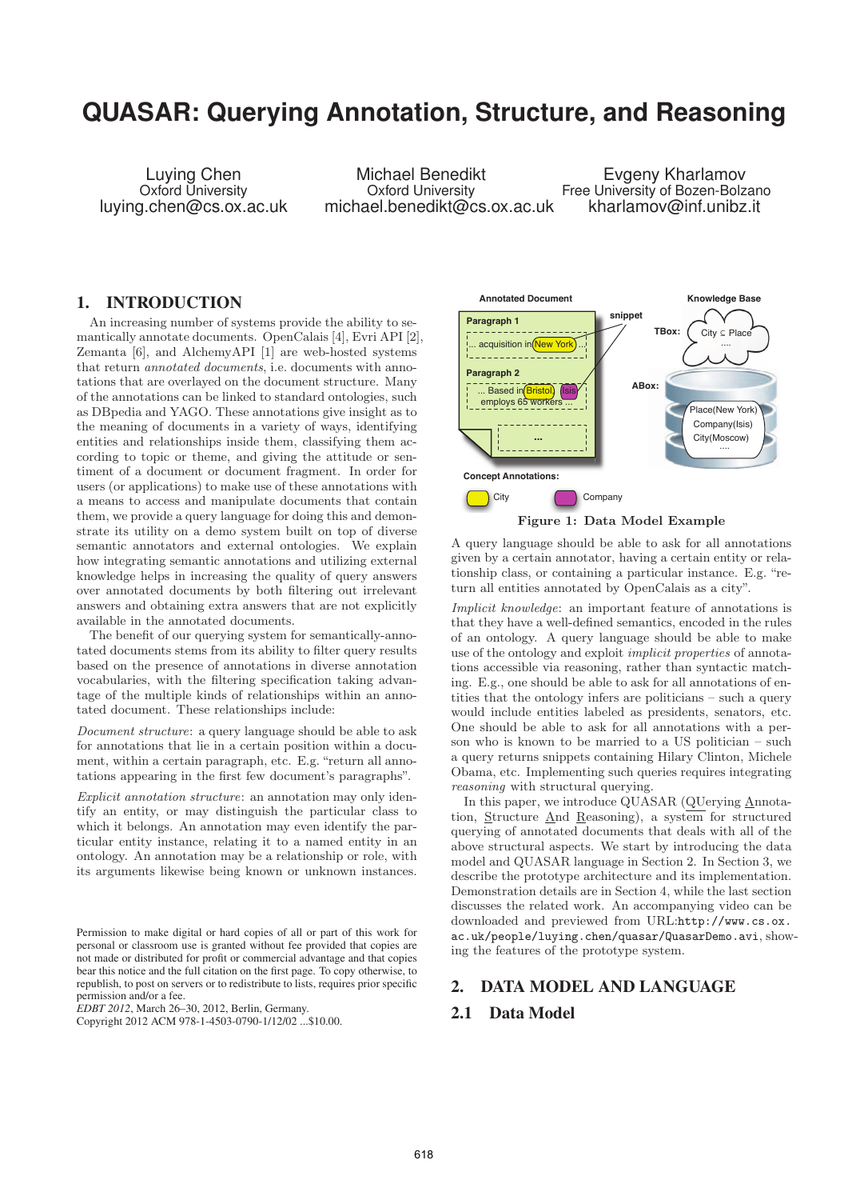# QUASAR: Querying Annotation, Structure, and Reasoning

Luying Chen
Oxford University
luying.chen@cs.ox.ac.uk

Michael Benedikt
Oxford University
michael.benedikt@cs.ox.ac.uk

Evgeny Kharlamov
Free University of Bozen-Bolzano
kharlamov@inf.unibz.it

## 1. INTRODUCTION

An increasing number of systems provide the ability to semantically annotate documents. OpenCalais [4], Evri API [2], Zemanta [6], and AlchemyAPI [1] are web-hosted systems that return *annotated documents*, i.e. documents with annotations that are overlayed on the document structure. Many of the annotations can be linked to standard ontologies, such as DBpedia and YAGO. These annotations give insight as to the meaning of documents in a variety of ways, identifying entities and relationships inside them, classifying them according to topic or theme, and giving the attitude or sentiment of a document or document fragment. In order for users (or applications) to make use of these annotations with a means to access and manipulate documents that contain them, we provide a query language for doing this and demonstrate its utility on a demo system built on top of diverse semantic annotators and external ontologies. We explain how integrating semantic annotations and utilizing external knowledge helps in increasing the quality of query answers over annotated documents by both filtering out irrelevant answers and obtaining extra answers that are not explicitly available in the annotated documents.

The benefit of our querying system for semantically-annotated documents stems from its ability to filter query results based on the presence of annotations in diverse annotation vocabularies, with the filtering specification taking advantage of the multiple kinds of relationships within an annotated document. These relationships include:

*Document structure*: a query language should be able to ask for annotations that lie in a certain position within a document, within a certain paragraph, etc. E.g. "return all annotations appearing in the first few document's paragraphs".

*Explicit annotation structure*: an annotation may only identify an entity, or may distinguish the particular class to which it belongs. An annotation may even identify the particular entity instance, relating it to a named entity in an ontology. An annotation may be a relationship or role, with its arguments likewise being known or unknown instances.

Permission to make digital or hard copies of all or part of this work for personal or classroom use is granted without fee provided that copies are not made or distributed for profit or commercial advantage and that copies bear this notice and the full citation on the first page. To copy otherwise, to republish, to post on servers or to redistribute to lists, requires prior specific permission and/or a fee.
*EDBT 2012*, March 26–30, 2012, Berlin, Germany.
Copyright 2012 ACM 978-1-4503-0790-1/12/02 ...$10.00.

Figure 1: Data Model Example

A query language should be able to ask for all annotations given by a certain annotator, having a certain entity or relationship class, or containing a particular instance. E.g. "return all entities annotated by OpenCalais as a city".

*Implicit knowledge*: an important feature of annotations is that they have a well-defined semantics, encoded in the rules of an ontology. A query language should be able to make use of the ontology and exploit *implicit properties* of annotations accessible via reasoning, rather than syntactic matching. E.g., one should be able to ask for all annotations of entities that the ontology infers are politicians – such a query would include entities labeled as presidents, senators, etc. One should be able to ask for all annotations with a person who is known to be married to a US politician – such a query returns snippets containing Hilary Clinton, Michele Obama, etc. Implementing such queries requires integrating *reasoning* with structural querying.

In this paper, we introduce QUASAR (QUerying Annotation, Structure And Reasoning), a system for structured querying of annotated documents that deals with all of the above structural aspects. We start by introducing the data model and QUASAR language in Section 2. In Section 3, we describe the prototype architecture and its implementation. Demonstration details are in Section 4, while the last section discusses the related work. An accompanying video can be downloaded and previewed from URL: http://www.cs.ox.ac.uk/people/luying.chen/quasar/QuasarDemo.avi, showing the features of the prototype system.

## 2. DATA MODEL AND LANGUAGE

### 2.1 Data Model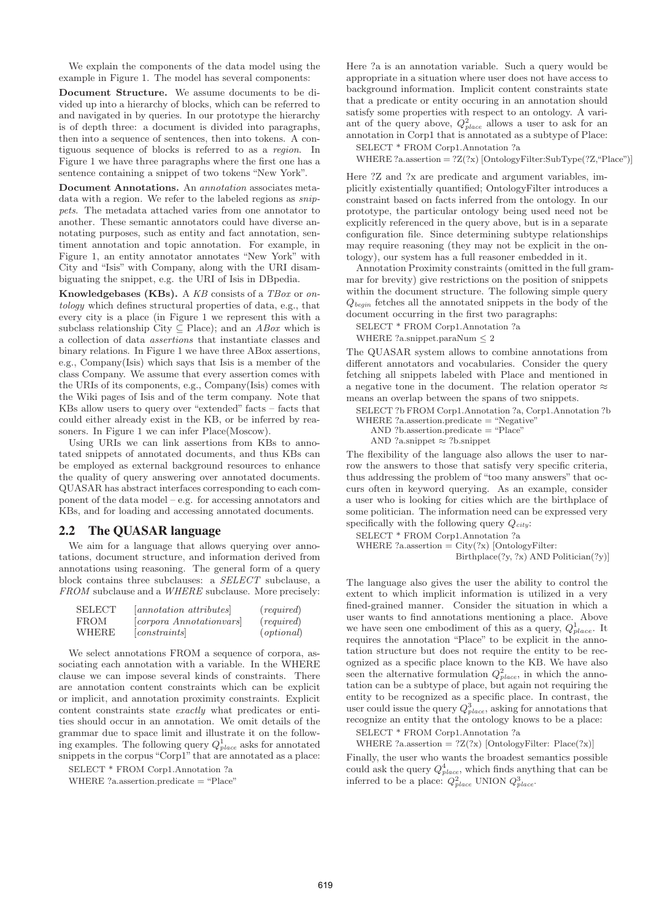We explain the components of the data model using the example in Figure 1. The model has several components:

**Document Structure.** We assume documents to be divided up into a hierarchy of blocks, which can be referred to and navigated in by queries. In our prototype the hierarchy is of depth three: a document is divided into paragraphs, then into a sequence of sentences, then into tokens. A contiguous sequence of blocks is referred to as a *region*. In Figure 1 we have three paragraphs where the first one has a sentence containing a snippet of two tokens "New York".

**Document Annotations.** An *annotation* associates metadata with a region. We refer to the labeled regions as *snippets*. The metadata attached varies from one annotator to another. These semantic annotators could have diverse annotating purposes, such as entity and fact annotation, sentiment annotation and topic annotation. For example, in Figure 1, an entity annotator annotates "New York" with City and "Isis" with Company, along with the URI disambiguating the snippet, e.g. the URI of Isis in DBpedia.

**Knowledgebases (KBs).** A *KB* consists of a *TBox* or *ontology* which defines structural properties of data, e.g., that every city is a place (in Figure 1 we represent this with a subclass relationship City $\subseteq$ Place); and an *ABox* which is a collection of data *assertions* that instantiate classes and binary relations. In Figure 1 we have three ABox assertions, e.g., Company(Isis) which says that Isis is a member of the class Company. We assume that every assertion comes with the URIs of its components, e.g., Company(Isis) comes with the Wiki pages of Isis and of the term company. Note that KBs allow users to query over "extended" facts – facts that could either already exist in the KB, or be inferred by reasoners. In Figure 1 we can infer Place(Moscow).

Using URIs we can link assertions from KBs to annotated snippets of annotated documents, and thus KBs can be employed as external background resources to enhance the quality of query answering over annotated documents. QUASAR has abstract interfaces corresponding to each component of the data model – e.g. for accessing annotators and KBs, and for loading and accessing annotated documents.

## 2.2 The QUASAR language

We aim for a language that allows querying over annotations, document structure, and information derived from annotations using reasoning. The general form of a query block contains three subclauses: a *SELECT* subclause, a *FROM* subclause and a *WHERE* subclause. More precisely:

| | | |
|---|---|---|
| SELECT | [*annotation attributes*] | (*required*) |
| FROM | [*corpora Annotationvars*] | (*required*) |
| WHERE | [*constraints*] | (*optional*) |

We select annotations FROM a sequence of corpora, associating each annotation with a variable. In the WHERE clause we can impose several kinds of constraints. There are annotation content constraints which can be explicit or implicit, and annotation proximity constraints. Explicit content constraints state *exactly* what predicates or entities should occur in an annotation. We omit details of the grammar due to space limit and illustrate it on the following examples. The following query $Q^1_{place}$ asks for annotated snippets in the corpus "Corp1" that are annotated as a place:

```
SELECT * FROM Corp1.Annotation ?a
WHERE ?a.assertion.predicate = "Place"
```

Here ?a is an annotation variable. Such a query would be appropriate in a situation where user does not have access to background information. Implicit content constraints state that a predicate or entity occuring in an annotation should satisfy some properties with respect to an ontology. A variant of the query above, $Q^2_{place}$ allows a user to ask for an annotation in Corp1 that is annotated as a subtype of Place:

```
SELECT * FROM Corp1.Annotation ?a
WHERE ?a.assertion = ?Z(?x) [OntologyFilter:SubType(?Z,"Place")]
```

Here ?Z and ?x are predicate and argument variables, implicitly existentially quantified; OntologyFilter introduces a constraint based on facts inferred from the ontology. In our prototype, the particular ontology being used need not be explicitly referenced in the query above, but is in a separate configuration file. Since determining subtype relationships may require reasoning (they may not be explicit in the ontology), our system has a full reasoner embedded in it.

Annotation Proximity constraints (omitted in the full grammar for brevity) give restrictions on the position of snippets within the document structure. The following simple query $Q_{begin}$ fetches all the annotated snippets in the body of the document occurring in the first two paragraphs:

```
SELECT * FROM Corp1.Annotation ?a
WHERE ?a.snippet.paraNum ≤ 2
```

The QUASAR system allows to combine annotations from different annotators and vocabularies. Consider the query fetching all snippets labeled with Place and mentioned in a negative tone in the document. The relation operator $\approx$ means an overlap between the spans of two snippets.

```
SELECT ?b FROM Corp1.Annotation ?a, Corp1.Annotation ?b
WHERE ?a.assertion.predicate = "Negative"
  AND ?b.assertion.predicate = "Place"
  AND ?a.snippet ≈ ?b.snippet
```

The flexibility of the language also allows the user to narrow the answers to those that satisfy very specific criteria, thus addressing the problem of "too many answers" that occurs often in keyword querying. As an example, consider a user who is looking for cities which are the birthplace of some politician. The information need can be expressed very specifically with the following query $Q_{city}$:

```
SELECT * FROM Corp1.Annotation ?a
WHERE ?a.assertion = City(?x) [OntologyFilter:
                    Birthplace(?y, ?x) AND Politician(?y)]
```

The language also gives the user the ability to control the extent to which implicit information is utilized in a very fined-grained manner. Consider the situation in which a user wants to find annotations mentioning a place. Above we have seen one embodiment of this as a query, $Q^1_{place}$. It requires the annotation "Place" to be explicit in the annotation structure but does not require the entity to be recognized as a specific place known to the KB. We have also seen the alternative formulation $Q^2_{place}$, in which the annotation can be a subtype of place, but again not requiring the entity to be recognized as a specific place. In contrast, the user could issue the query $Q^3_{place}$, asking for annotations that recognize an entity that the ontology knows to be a place:

```
SELECT * FROM Corp1.Annotation ?a
WHERE ?a.assertion = ?Z(?x) [OntologyFilter: Place(?x)]
```

Finally, the user who wants the broadest semantics possible could ask the query $Q^4_{place}$, which finds anything that can be inferred to be a place: $Q^2_{place}$ UNION $Q^3_{place}$.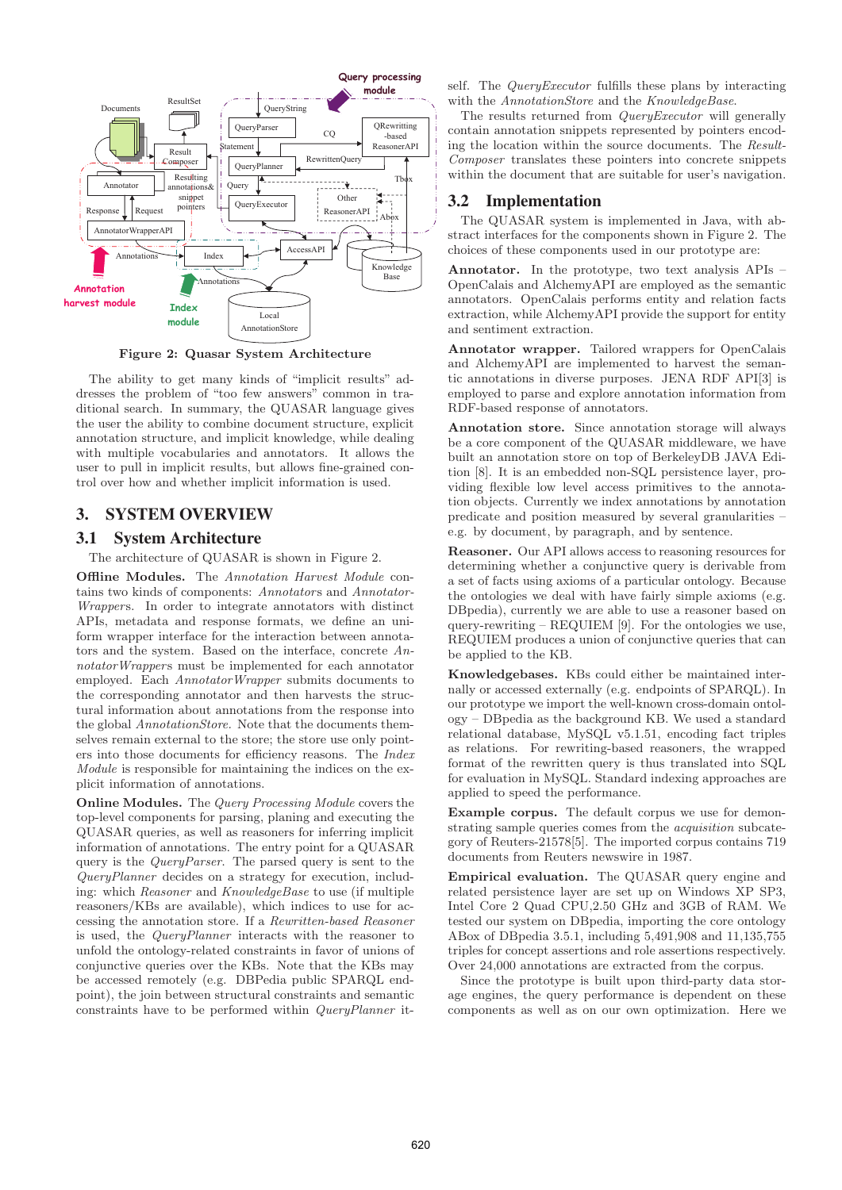Figure 2: Quasar System Architecture

The ability to get many kinds of "implicit results" addresses the problem of "too few answers" common in traditional search. In summary, the QUASAR language gives the user the ability to combine document structure, explicit annotation structure, and implicit knowledge, while dealing with multiple vocabularies and annotators. It allows the user to pull in implicit results, but allows fine-grained control over how and whether implicit information is used.

## 3. SYSTEM OVERVIEW

### 3.1 System Architecture

The architecture of QUASAR is shown in Figure 2.

**Offline Modules.** The *Annotation Harvest Module* contains two kinds of components: *Annotators* and *AnnotatorWrappers*. In order to integrate annotators with distinct APIs, metadata and response formats, we define an uniform wrapper interface for the interaction between annotators and the system. Based on the interface, concrete *AnnotatorWrappers* must be implemented for each annotator employed. Each *AnnotatorWrapper* submits documents to the corresponding annotator and then harvests the structural information about annotations from the response into the global *AnnotationStore*. Note that the documents themselves remain external to the store; the store use only pointers into those documents for efficiency reasons. The *Index Module* is responsible for maintaining the indices on the explicit information of annotations.

**Online Modules.** The *Query Processing Module* covers the top-level components for parsing, planing and executing the QUASAR queries, as well as reasoners for inferring implicit information of annotations. The entry point for a QUASAR query is the *QueryParser*. The parsed query is sent to the *QueryPlanner* decides on a strategy for execution, including: which *Reasoner* and *KnowledgeBase* to use (if multiple reasoners/KBs are available), which indices to use for accessing the annotation store. If a *Rewritten-based Reasoner* is used, the *QueryPlanner* interacts with the reasoner to unfold the ontology-related constraints in favor of unions of conjunctive queries over the KBs. Note that the KBs may be accessed remotely (e.g. DBPedia public SPARQL endpoint), the join between structural constraints and semantic constraints have to be performed within *QueryPlanner* itself. The *QueryExecutor* fulfills these plans by interacting with the *AnnotationStore* and the *KnowledgeBase*.

The results returned from *QueryExecutor* will generally contain annotation snippets represented by pointers encoding the location within the source documents. The *ResultComposer* translates these pointers into concrete snippets within the document that are suitable for user's navigation.

### 3.2 Implementation

The QUASAR system is implemented in Java, with abstract interfaces for the components shown in Figure 2. The choices of these components used in our prototype are:

**Annotator.** In the prototype, two text analysis APIs – OpenCalais and AlchemyAPI are employed as the semantic annotators. OpenCalais performs entity and relation facts extraction, while AlchemyAPI provide the support for entity and sentiment extraction.

**Annotator wrapper.** Tailored wrappers for OpenCalais and AlchemyAPI are implemented to harvest the semantic annotations in diverse purposes. JENA RDF API[3] is employed to parse and explore annotation information from RDF-based response of annotators.

**Annotation store.** Since annotation storage will always be a core component of the QUASAR middleware, we have built an annotation store on top of BerkeleyDB JAVA Edition [8]. It is an embedded non-SQL persistence layer, providing flexible low level access primitives to the annotation objects. Currently we index annotations by annotation predicate and position measured by several granularities – e.g. by document, by paragraph, and by sentence.

**Reasoner.** Our API allows access to reasoning resources for determining whether a conjunctive query is derivable from a set of facts using axioms of a particular ontology. Because the ontologies we deal with have fairly simple axioms (e.g. DBpedia), currently we are able to use a reasoner based on query-rewriting – REQUIEM [9]. For the ontologies we use, REQUIEM produces a union of conjunctive queries that can be applied to the KB.

**Knowledgebases.** KBs could either be maintained internally or accessed externally (e.g. endpoints of SPARQL). In our prototype we import the well-known cross-domain ontology – DBpedia as the background KB. We used a standard relational database, MySQL v5.1.51, encoding fact triples as relations. For rewriting-based reasoners, the wrapped format of the rewritten query is thus translated into SQL for evaluation in MySQL. Standard indexing approaches are applied to speed the performance.

**Example corpus.** The default corpus we use for demonstrating sample queries comes from the *acquisition* subcategory of Reuters-21578[5]. The imported corpus contains 719 documents from Reuters newswire in 1987.

**Empirical evaluation.** The QUASAR query engine and related persistence layer are set up on Windows XP SP3, Intel Core 2 Quad CPU,2.50 GHz and 3GB of RAM. We tested our system on DBpedia, importing the core ontology ABox of DBpedia 3.5.1, including 5,491,908 and 11,135,755 triples for concept assertions and role assertions respectively. Over 24,000 annotations are extracted from the corpus.

Since the prototype is built upon third-party data storage engines, the query performance is dependent on these components as well as on our own optimization. Here we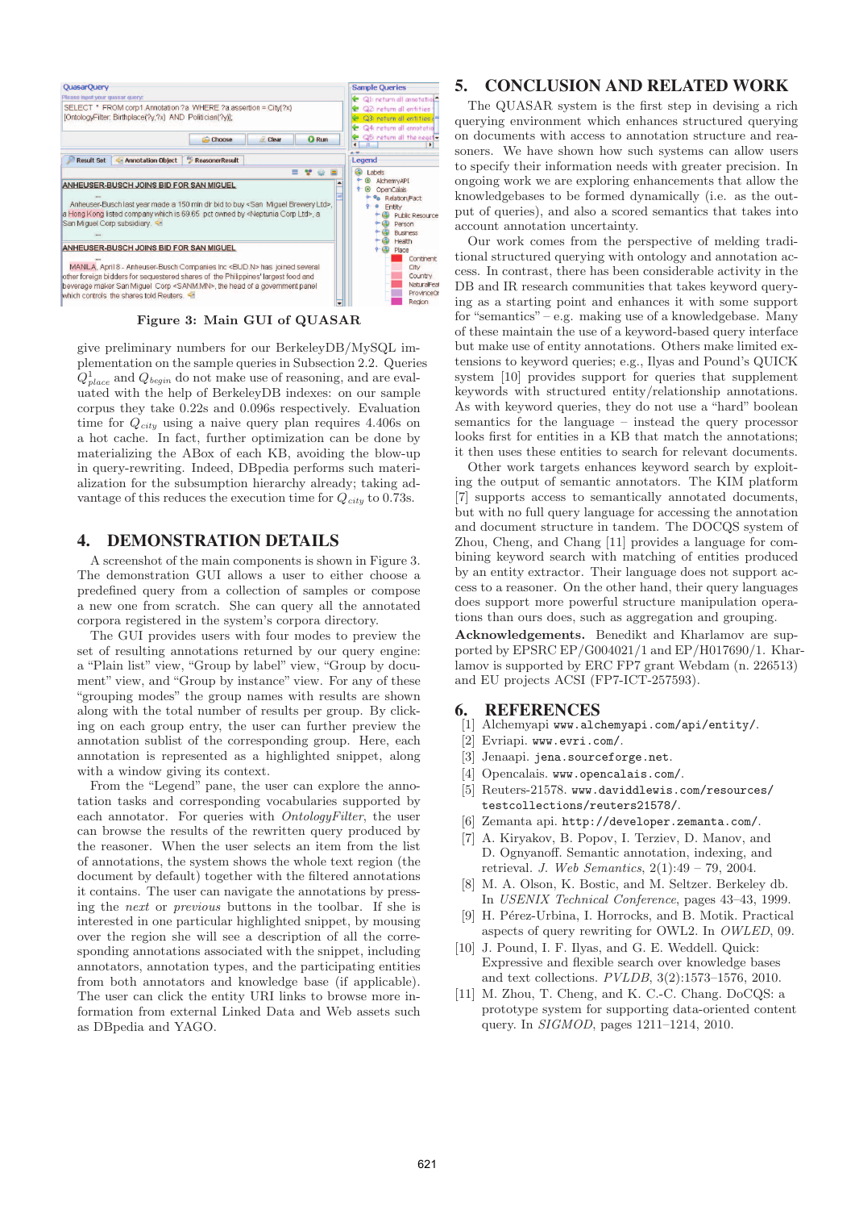Figure 3: Main GUI of QUASAR

give preliminary numbers for our BerkeleyDB/MySQL implementation on the sample queries in Subsection 2.2. Queries $Q^1_{place}$ and $Q_{begin}$ do not make use of reasoning, and are evaluated with the help of BerkeleyDB indexes: on our sample corpus they take 0.22s and 0.096s respectively. Evaluation time for $Q_{city}$ using a naive query plan requires 4.406s on a hot cache. In fact, further optimization can be done by materializing the ABox of each KB, avoiding the blow-up in query-rewriting. Indeed, DBpedia performs such materialization for the subsumption hierarchy already; taking advantage of this reduces the execution time for $Q_{city}$ to 0.73s.

## 4. DEMONSTRATION DETAILS

A screenshot of the main components is shown in Figure 3. The demonstration GUI allows a user to either choose a predefined query from a collection of samples or compose a new one from scratch. She can query all the annotated corpora registered in the system's corpora directory.

The GUI provides users with four modes to preview the set of resulting annotations returned by our query engine: a "Plain list" view, "Group by label" view, "Group by document" view, and "Group by instance" view. For any of these "grouping modes" the group names with results are shown along with the total number of results per group. By clicking on each group entry, the user can further preview the annotation sublist of the corresponding group. Here, each annotation is represented as a highlighted snippet, along with a window giving its context.

From the "Legend" pane, the user can explore the annotation tasks and corresponding vocabularies supported by each annotator. For queries with *OntologyFilter*, the user can browse the results of the rewritten query produced by the reasoner. When the user selects an item from the list of annotations, the system shows the whole text region (the document by default) together with the filtered annotations it contains. The user can navigate the annotations by pressing the *next* or *previous* buttons in the toolbar. If she is interested in one particular highlighted snippet, by mousing over the region she will see a description of all the corresponding annotations associated with the snippet, including annotators, annotation types, and the participating entities from both annotators and knowledge base (if applicable). The user can click the entity URI links to browse more information from external Linked Data and Web assets such as DBpedia and YAGO.

## 5. CONCLUSION AND RELATED WORK

The QUASAR system is the first step in devising a rich querying environment which enhances structured querying on documents with access to annotation structure and reasoners. We have shown how such systems can allow users to specify their information needs with greater precision. In ongoing work we are exploring enhancements that allow the knowledgebases to be formed dynamically (i.e. as the output of queries), and also a scored semantics that takes into account annotation uncertainty.

Our work comes from the perspective of melding traditional structured querying with ontology and annotation access. In contrast, there has been considerable activity in the DB and IR research communities that takes keyword querying as a starting point and enhances it with some support for "semantics" – e.g. making use of a knowledgebase. Many of these maintain the use of a keyword-based query interface but make use of entity annotations. Others make limited extensions to keyword queries; e.g., Ilyas and Pound's QUICK system [10] provides support for queries that supplement keywords with structured entity/relationship annotations. As with keyword queries, they do not use a "hard" boolean semantics for the language – instead the query processor looks first for entities in a KB that match the annotations; it then uses these entities to search for relevant documents.

Other work targets enhances keyword search by exploiting the output of semantic annotators. The KIM platform [7] supports access to semantically annotated documents, but with no full query language for accessing the annotation and document structure in tandem. The DOCQS system of Zhou, Cheng, and Chang [11] provides a language for combining keyword search with matching of entities produced by an entity extractor. Their language does not support access to a reasoner. On the other hand, their query languages does support more powerful structure manipulation operations than ours does, such as aggregation and grouping.

**Acknowledgements.** Benedikt and Kharlamov are supported by EPSRC EP/G004021/1 and EP/H017690/1. Kharlamov is supported by ERC FP7 grant Webdam (n. 226513) and EU projects ACSI (FP7-ICT-257593).

## 6. REFERENCES

[1] Alchemyapi `www.alchemyapi.com/api/entity/`.

[2] Evriapi. `www.evri.com/`.

[3] Jenaapi. `jena.sourceforge.net`.

[4] Opencalais. `www.opencalais.com/`.

[5] Reuters-21578. `www.daviddlewis.com/resources/testcollections/reuters21578/`.

[6] Zemanta api. `http://developer.zemanta.com/`.

[7] A. Kiryakov, B. Popov, I. Terziev, D. Manov, and D. Ognyanoff. Semantic annotation, indexing, and retrieval. *J. Web Semantics*, 2(1):49 – 79, 2004.

[8] M. A. Olson, K. Bostic, and M. Seltzer. Berkeley db. In *USENIX Technical Conference*, pages 43–43, 1999.

[9] H. Pérez-Urbina, I. Horrocks, and B. Motik. Practical aspects of query rewriting for OWL2. In *OWLED*, 09.

[10] J. Pound, I. F. Ilyas, and G. E. Weddell. Quick: Expressive and flexible search over knowledge bases and text collections. *PVLDB*, 3(2):1573–1576, 2010.

[11] M. Zhou, T. Cheng, and K. C.-C. Chang. DoCQS: a prototype system for supporting data-oriented content query. In *SIGMOD*, pages 1211–1214, 2010.